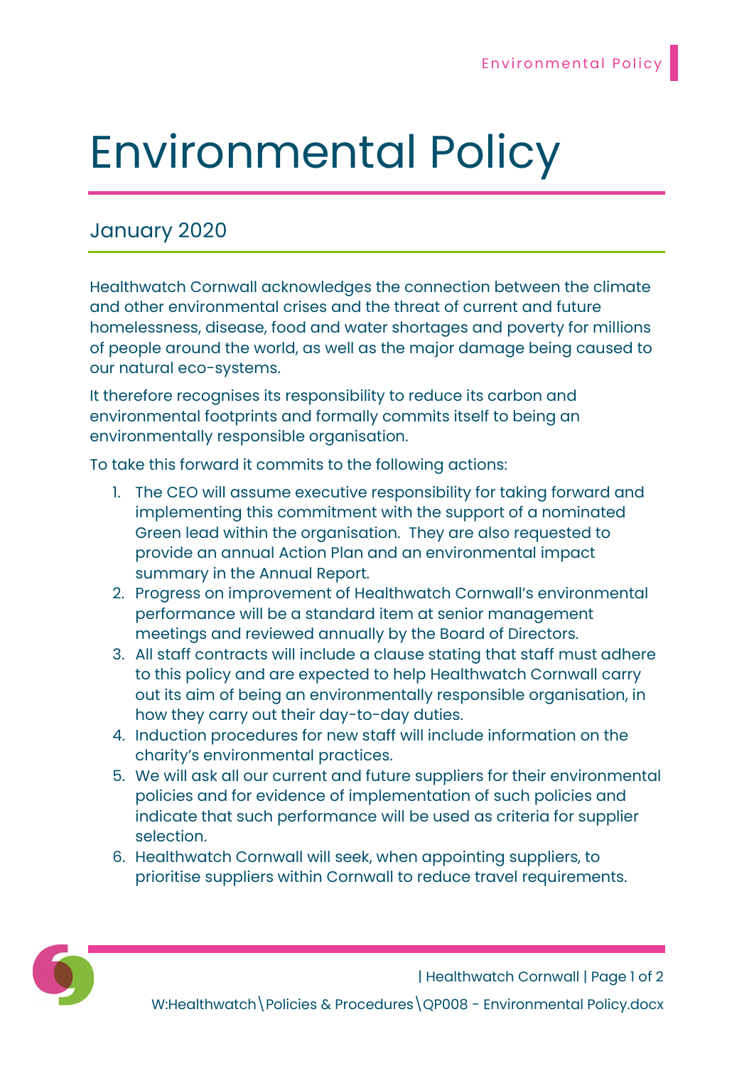# Environmental Policy

## January 2020

Healthwatch Cornwall acknowledges the connection between the climate and other environmental crises and the threat of current and future homelessness, disease, food and water shortages and poverty for millions of people around the world, as well as the major damage being caused to our natural eco-systems.

It therefore recognises its responsibility to reduce its carbon and environmental footprints and formally commits itself to being an environmentally responsible organisation.

To take this forward it commits to the following actions:

1. The CEO will assume executive responsibility for taking forward and implementing this commitment with the support of a nominated Green lead within the organisation. They are also requested to provide an annual Action Plan and an environmental impact summary in the Annual Report.
2. Progress on improvement of Healthwatch Cornwall's environmental performance will be a standard item at senior management meetings and reviewed annually by the Board of Directors.
3. All staff contracts will include a clause stating that staff must adhere to this policy and are expected to help Healthwatch Cornwall carry out its aim of being an environmentally responsible organisation, in how they carry out their day-to-day duties.
4. Induction procedures for new staff will include information on the charity's environmental practices.
5. We will ask all our current and future suppliers for their environmental policies and for evidence of implementation of such policies and indicate that such performance will be used as criteria for supplier selection.
6. Healthwatch Cornwall will seek, when appointing suppliers, to prioritise suppliers within Cornwall to reduce travel requirements.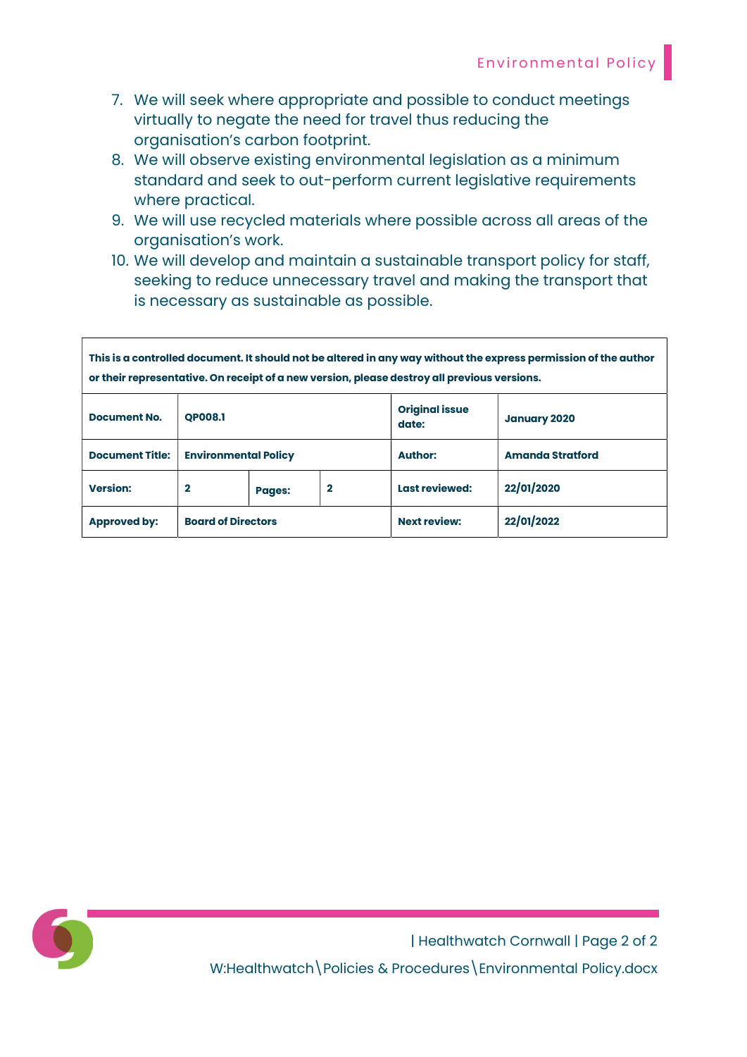7. We will seek where appropriate and possible to conduct meetings virtually to negate the need for travel thus reducing the organisation's carbon footprint.
8. We will observe existing environmental legislation as a minimum standard and seek to out-perform current legislative requirements where practical.
9. We will use recycled materials where possible across all areas of the organisation's work.
10. We will develop and maintain a sustainable transport policy for staff, seeking to reduce unnecessary travel and making the transport that is necessary as sustainable as possible.

| | | | | | |
|---|---|---|---|---|---|
| **This is a controlled document. It should not be altered in any way without the express permission of the author or their representative. On receipt of a new version, please destroy all previous versions.** | | | | | |
| **Document No.** | **QP008.1** | | | **Original issue date:** | **January 2020** |
| **Document Title:** | **Environmental Policy** | | | **Author:** | **Amanda Stratford** |
| **Version:** | **2** | **Pages:** | **2** | **Last reviewed:** | **22/01/2020** |
| **Approved by:** | **Board of Directors** | | | **Next review:** | **22/01/2022** |

W:Healthwatch\Policies & Procedures\Environmental Policy.docx